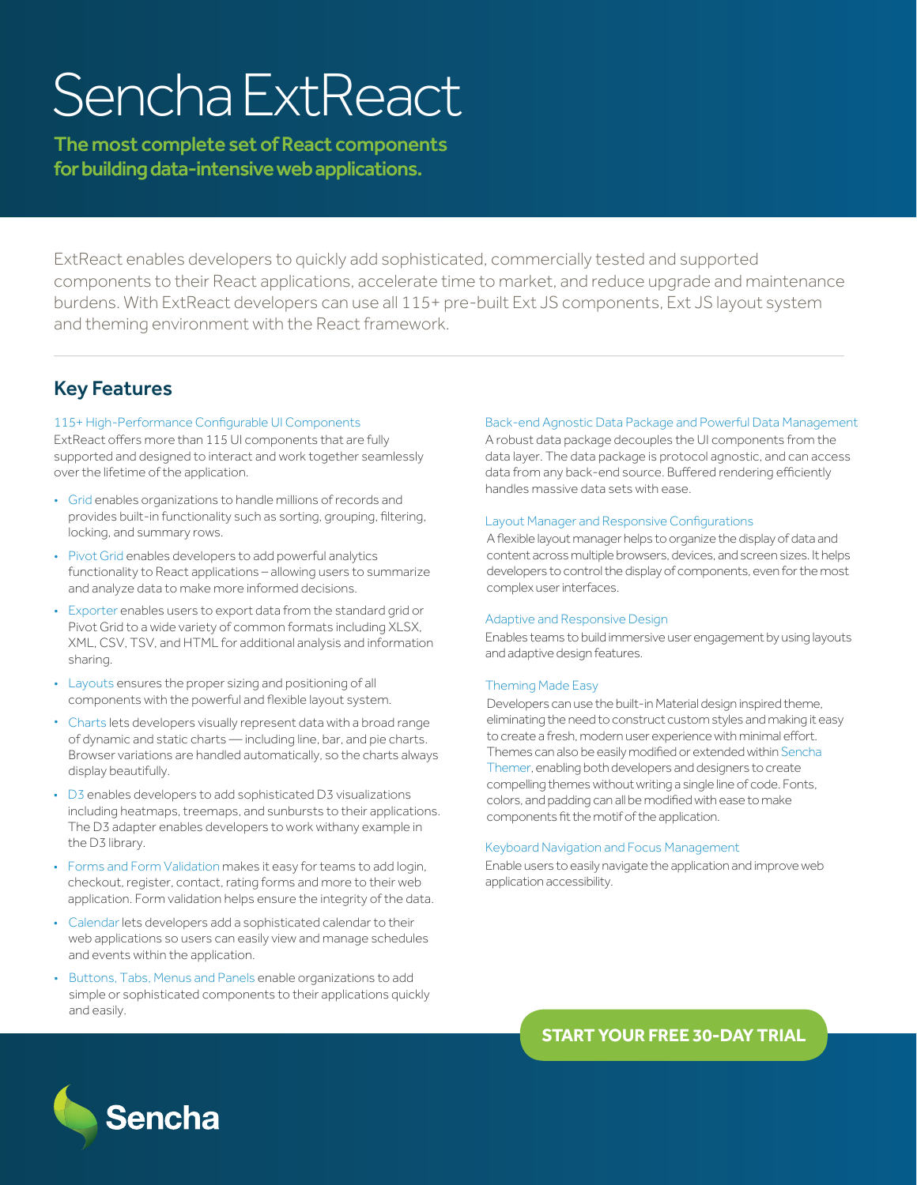# Sencha ExtReact

**The most complete set of React components for building data-intensive web applications.**

ExtReact enables developers to quickly add sophisticated, commercially tested and supported components to their React applications, accelerate time to market, and reduce upgrade and maintenance burdens. With ExtReact developers can use all 115+ pre-built Ext JS components, Ext JS layout system and theming environment with the React framework.

## Key Features

### 115+ High-Performance Configurable UI Components

ExtReact offers more than 115 UI components that are fully supported and designed to interact and work together seamlessly over the lifetime of the application.

- Grid enables organizations to handle millions of records and provides built-in functionality such as sorting, grouping, filtering, locking, and summary rows.
- Pivot Grid enables developers to add powerful analytics functionality to React applications – allowing users to summarize and analyze data to make more informed decisions.
- Exporter enables users to export data from the standard grid or Pivot Grid to a wide variety of common formats including XLSX, XML, CSV, TSV, and HTML for additional analysis and information sharing.
- Layouts ensures the proper sizing and positioning of all components with the powerful and flexible layout system.
- Charts lets developers visually represent data with a broad range of dynamic and static charts — including line, bar, and pie charts. Browser variations are handled automatically, so the charts always display beautifully.
- D3 enables developers to add sophisticated D3 visualizations including heatmaps, treemaps, and sunbursts to their applications. The D3 adapter enables developers to work withany example in the D3 library.
- Forms and Form Validation makes it easy for teams to add login, checkout, register, contact, rating forms and more to their web application. Form validation helps ensure the integrity of the data.
- Calendar lets developers add a sophisticated calendar to their web applications so users can easily view and manage schedules and events within the application.
- Buttons, Tabs, Menus and Panels enable organizations to add simple or sophisticated components to their applications quickly and easily.

### Back-end Agnostic Data Package and Powerful Data Management

A robust data package decouples the UI components from the data layer. The data package is protocol agnostic, and can access data from any back-end source. Buffered rendering efficiently handles massive data sets with ease.

### Layout Manager and Responsive Configurations

A flexible layout manager helps to organize the display of data and content across multiple browsers, devices, and screen sizes. It helps developers to control the display of components, even for the most complex user interfaces.

### Adaptive and Responsive Design

Enables teams to build immersive user engagement by using layouts and adaptive design features.

### Theming Made Easy

Developers can use the built-in Material design inspired theme, eliminating the need to construct custom styles and making it easy to create a fresh, modern user experience with minimal effort. Themes can also be easily modified or extended within Sencha Themer, enabling both developers and designers to create compelling themes without writing a single line of code. Fonts, colors, and padding can all be modified with ease to make components fit the motif of the application.

### Keyboard Navigation and Focus Management

Enable users to easily navigate the application and improve web application accessibility.

**START YOUR FREE 30-DAY TRIAL**

Sencha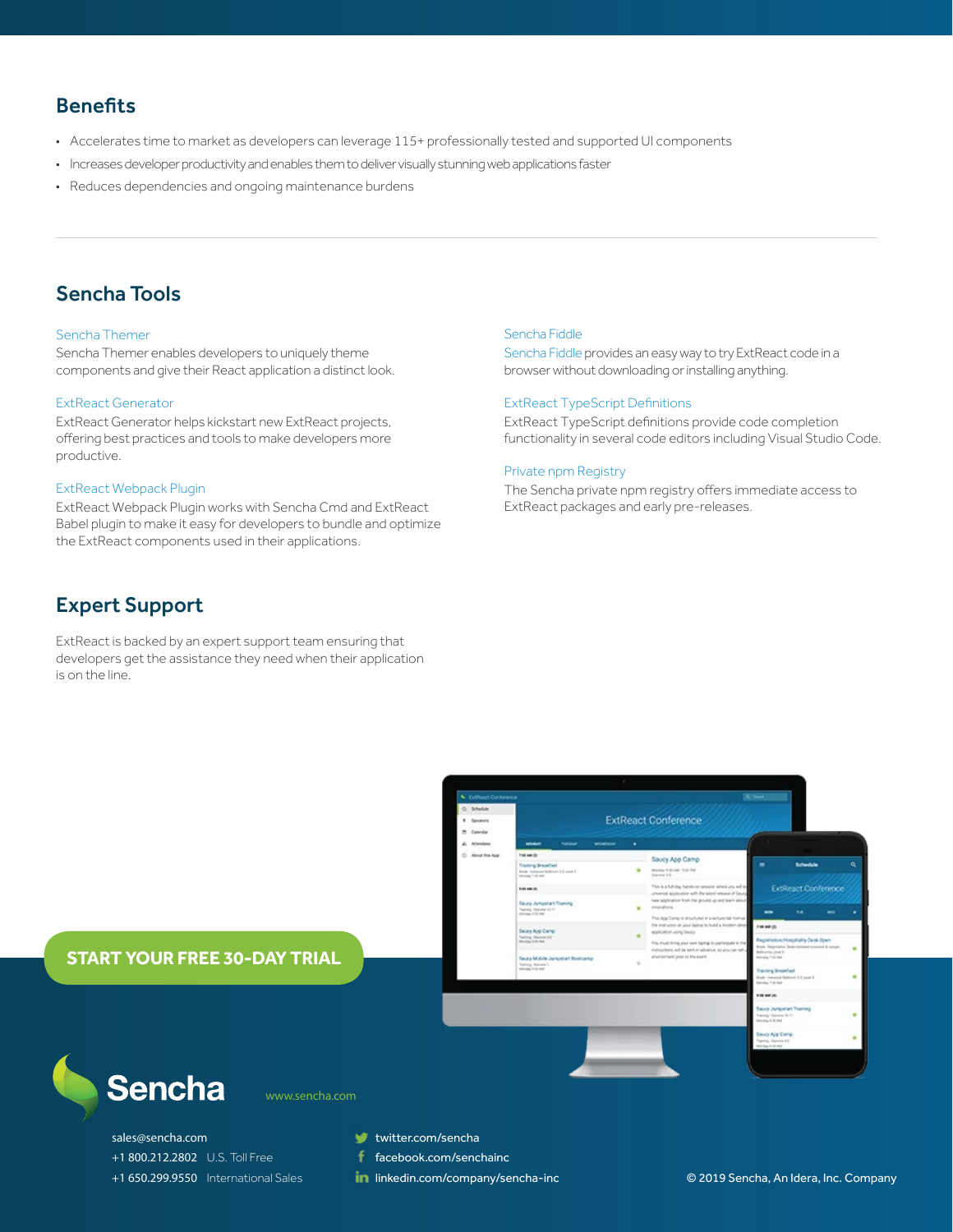## Benefits

- Accelerates time to market as developers can leverage 115+ professionally tested and supported UI components
- Increases developer productivity and enables them to deliver visually stunning web applications faster
- Reduces dependencies and ongoing maintenance burdens

## Sencha Tools

**Sencha Themer**
Sencha Themer enables developers to uniquely theme components and give their React application a distinct look.

**ExtReact Generator**
ExtReact Generator helps kickstart new ExtReact projects, offering best practices and tools to make developers more productive.

**ExtReact Webpack Plugin**
ExtReact Webpack Plugin works with Sencha Cmd and ExtReact Babel plugin to make it easy for developers to bundle and optimize the ExtReact components used in their applications.

**Sencha Fiddle**
Sencha Fiddle provides an easy way to try ExtReact code in a browser without downloading or installing anything.

**ExtReact TypeScript Definitions**
ExtReact TypeScript definitions provide code completion functionality in several code editors including Visual Studio Code.

**Private npm Registry**
The Sencha private npm registry offers immediate access to ExtReact packages and early pre-releases.

## Expert Support

ExtReact is backed by an expert support team ensuring that developers get the assistance they need when their application is on the line.

**START YOUR FREE 30-DAY TRIAL**

Sencha

www.sencha.com

sales@sencha.com
+1 800.212.2802 U.S. Toll Free
+1 650.299.9550 International Sales

twitter.com/sencha
facebook.com/senchainc
linkedin.com/company/sencha-inc

© 2019 Sencha, An Idera, Inc. Company